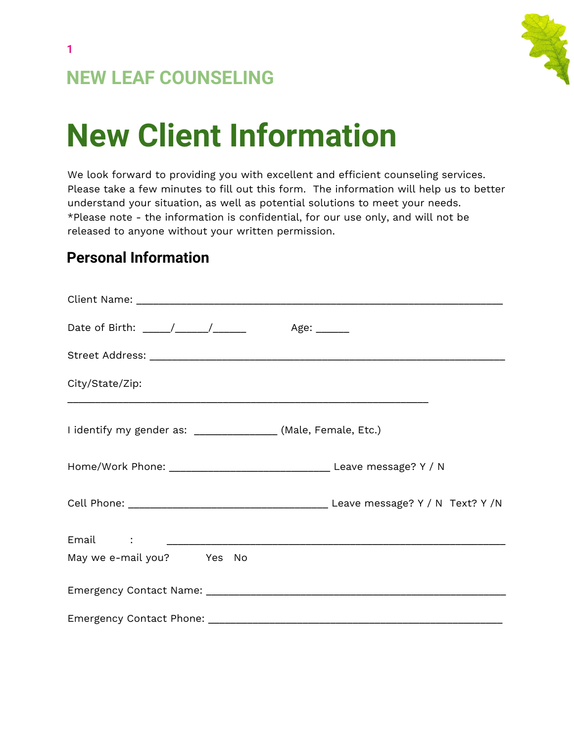NEW LEAF COUNSELING

# New Client Information

We look forward to providing you with excellent and efficient counseling services. Please take a few minutes to fill out this form. The information will help us to better understand your situation, as well as potential solutions to meet your needs. *Please note - the information is confidential, for our use only, and will not be released to anyone without your written permission.

## Personal Information

Client Name: ____________________________________________________________

Date of Birth: _____/______/______ Age: ______

Street Address: __________________________________________________________

City/State/Zip:
____________________________________________________________

I identify my gender as: ______________ (Male, Female, Etc.)

Home/Work Phone: ___________________________ Leave message? Y / N

Cell Phone: __________________________________ Leave message? Y / N Text? Y /N

Email : _________________________________________________________
May we e-mail you? Yes No

Emergency Contact Name: ___________________________________________________

Emergency Contact Phone: __________________________________________________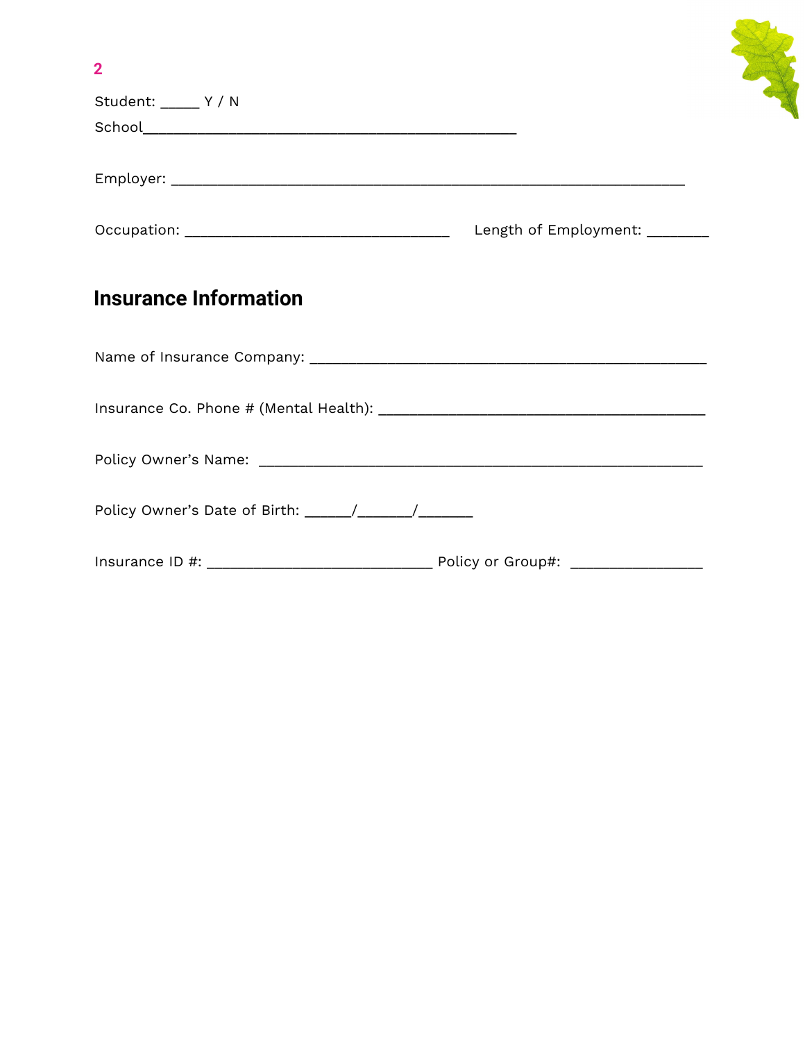Student: _____ Y / N

School_______________________________________________

Employer: ___________________________________________________________________

Occupation: __________________________________ Length of Employment: ________

## Insurance Information

Name of Insurance Company: ____________________________________________________

Insurance Co. Phone # (Mental Health): __________________________________________

Policy Owner's Name: _________________________________________________________

Policy Owner's Date of Birth: ______/_______/_______

Insurance ID #: _____________________________ Policy or Group#: _________________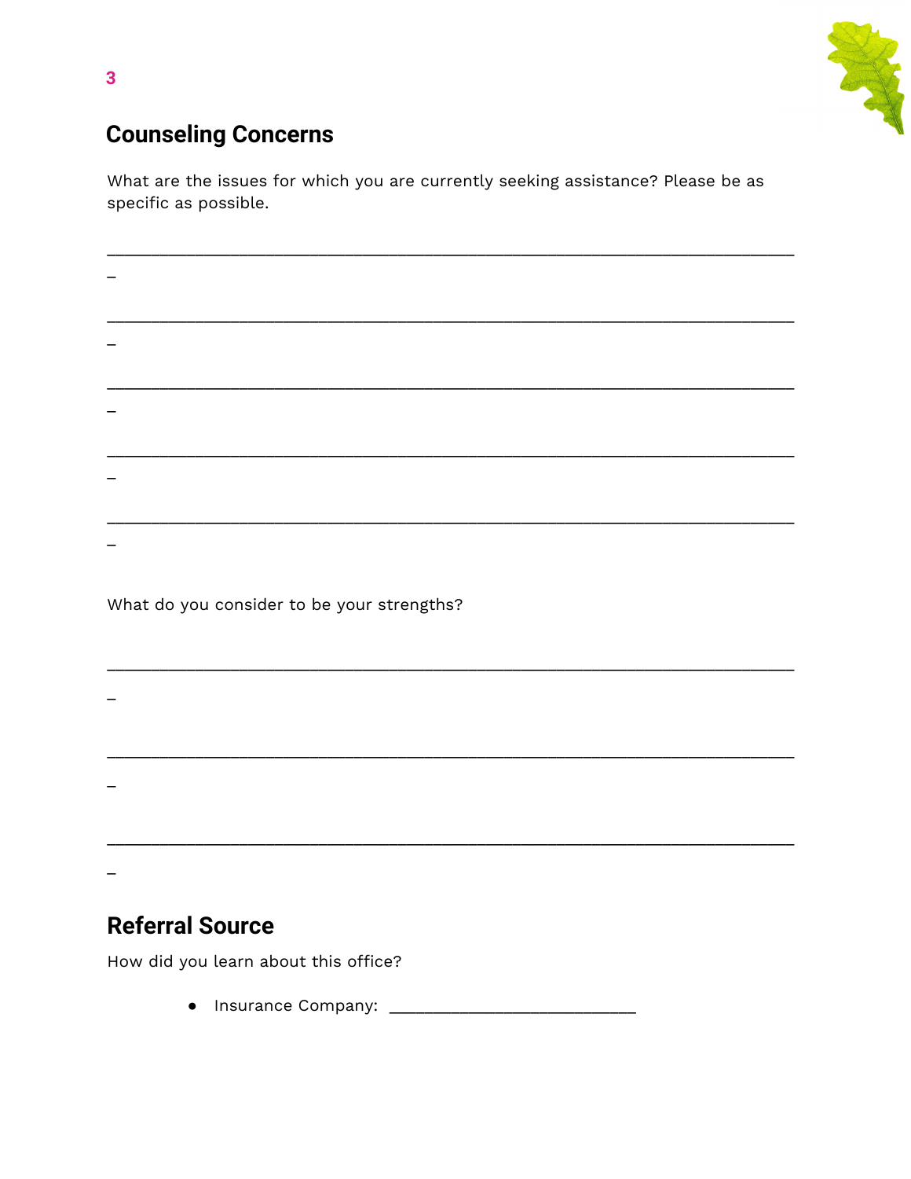## Counseling Concerns

What are the issues for which you are currently seeking assistance? Please be as specific as possible.

___________________________________________________________________________
_

___________________________________________________________________________
_

___________________________________________________________________________
_

___________________________________________________________________________
_

___________________________________________________________________________
_

What do you consider to be your strengths?

___________________________________________________________________________
_

___________________________________________________________________________
_

___________________________________________________________________________
_

## Referral Source

How did you learn about this office?

- Insurance Company: ___________________________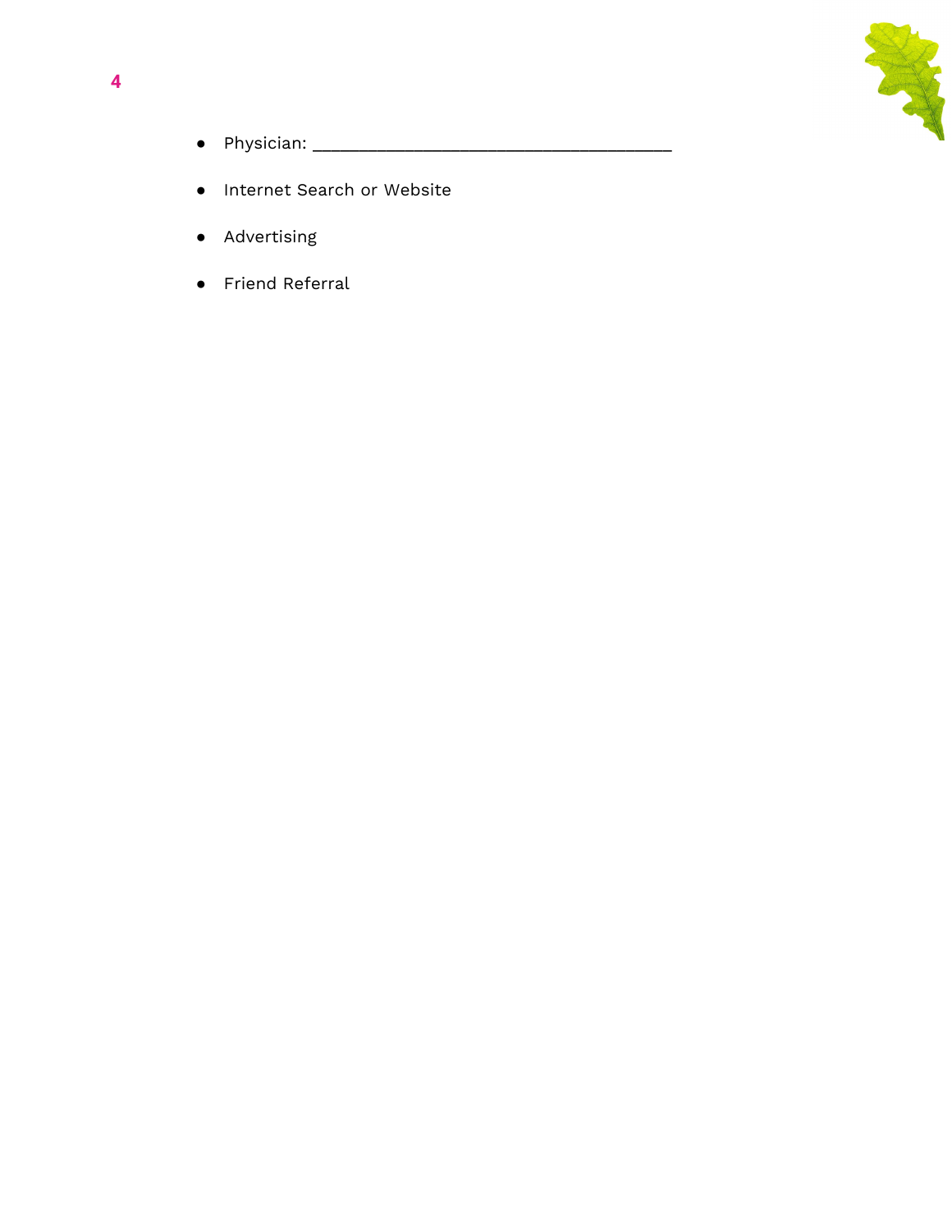- Physician: ______________________________________
- Internet Search or Website
- Advertising
- Friend Referral